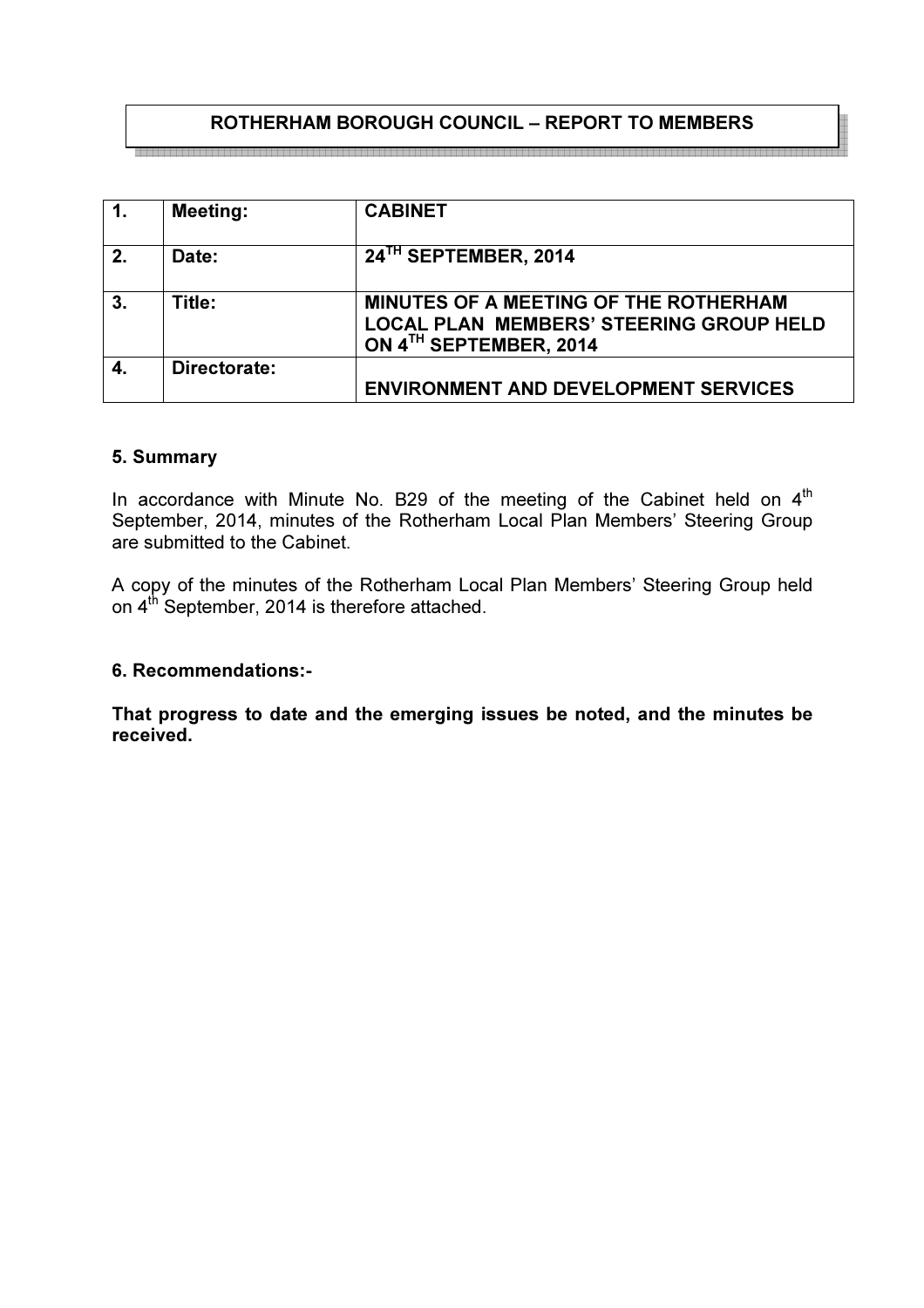# ROTHERHAM BOROUGH COUNCIL – REPORT TO MEMBERS

| 1. | Meeting: | CABINET |
|---|---|---|
| 2. | Date: | 24TH SEPTEMBER, 2014 |
| 3. | Title: | MINUTES OF A MEETING OF THE ROTHERHAM LOCAL PLAN MEMBERS' STEERING GROUP HELD ON 4TH SEPTEMBER, 2014 |
| 4. | Directorate: | ENVIRONMENT AND DEVELOPMENT SERVICES |

## 5. Summary

In accordance with Minute No. B29 of the meeting of the Cabinet held on 4th September, 2014, minutes of the Rotherham Local Plan Members' Steering Group are submitted to the Cabinet.

A copy of the minutes of the Rotherham Local Plan Members' Steering Group held on 4th September, 2014 is therefore attached.

## 6. Recommendations:-

**That progress to date and the emerging issues be noted, and the minutes be received.**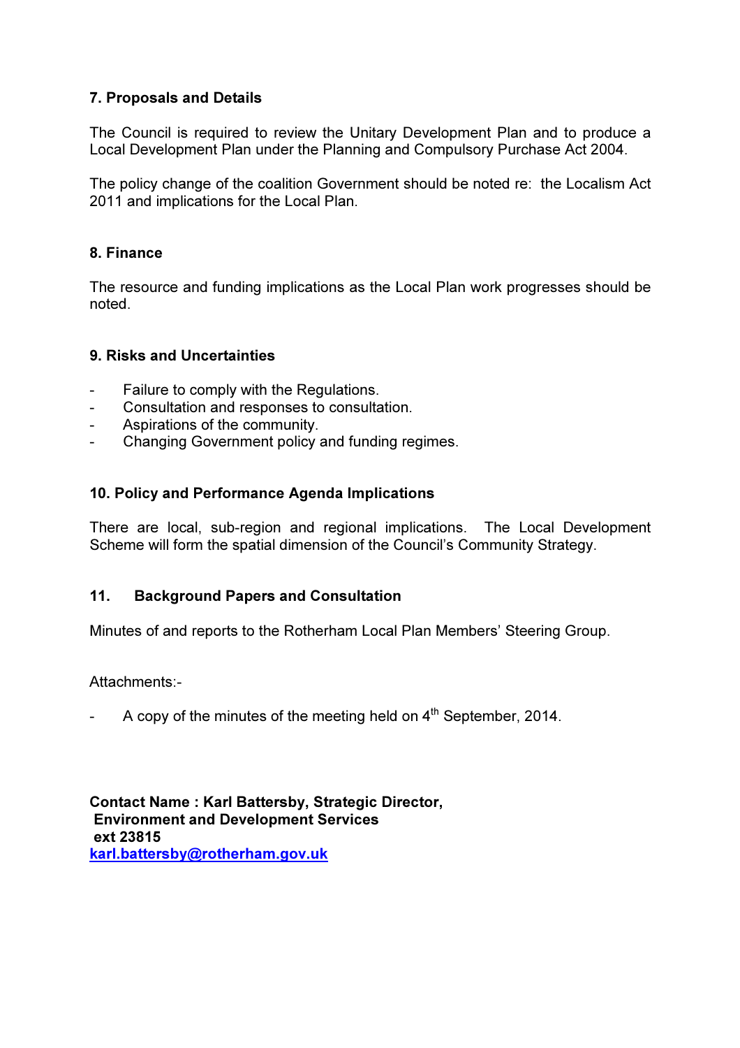### 7. Proposals and Details

The Council is required to review the Unitary Development Plan and to produce a Local Development Plan under the Planning and Compulsory Purchase Act 2004.

The policy change of the coalition Government should be noted re: the Localism Act 2011 and implications for the Local Plan.

### 8. Finance

The resource and funding implications as the Local Plan work progresses should be noted.

### 9. Risks and Uncertainties

- Failure to comply with the Regulations.
- Consultation and responses to consultation.
- Aspirations of the community.
- Changing Government policy and funding regimes.

### 10. Policy and Performance Agenda Implications

There are local, sub-region and regional implications. The Local Development Scheme will form the spatial dimension of the Council's Community Strategy.

### 11. Background Papers and Consultation

Minutes of and reports to the Rotherham Local Plan Members' Steering Group.

Attachments:-

- A copy of the minutes of the meeting held on 4th September, 2014.

**Contact Name : Karl Battersby, Strategic Director,**
**Environment and Development Services**
**ext 23815**
**karl.battersby@rotherham.gov.uk**